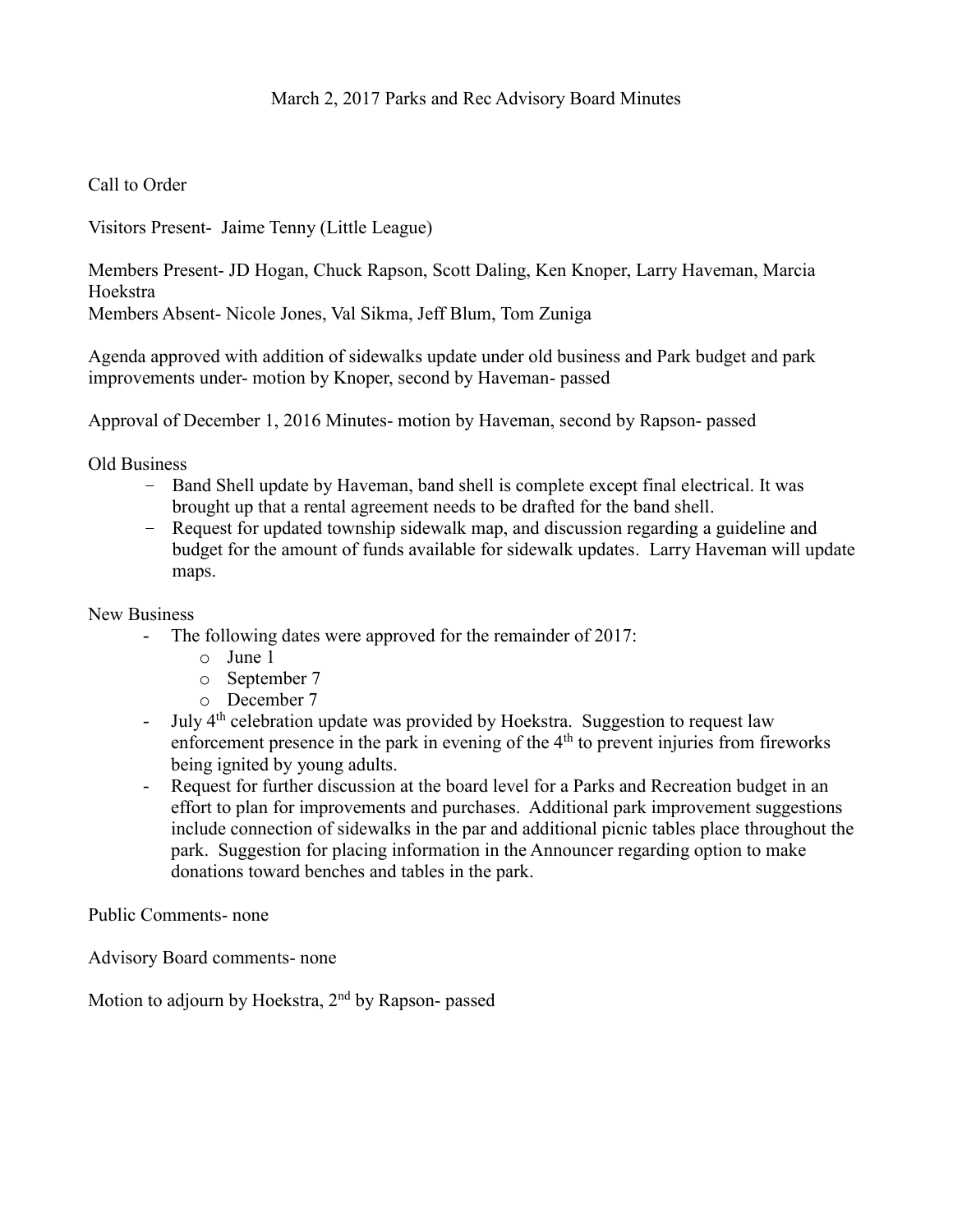# March 2, 2017 Parks and Rec Advisory Board Minutes

Call to Order

Visitors Present- Jaime Tenny (Little League)

Members Present- JD Hogan, Chuck Rapson, Scott Daling, Ken Knoper, Larry Haveman, Marcia Hoekstra
Members Absent- Nicole Jones, Val Sikma, Jeff Blum, Tom Zuniga

Agenda approved with addition of sidewalks update under old business and Park budget and park improvements under- motion by Knoper, second by Haveman- passed

Approval of December 1, 2016 Minutes- motion by Haveman, second by Rapson- passed

Old Business

- Band Shell update by Haveman, band shell is complete except final electrical. It was brought up that a rental agreement needs to be drafted for the band shell.
- Request for updated township sidewalk map, and discussion regarding a guideline and budget for the amount of funds available for sidewalk updates. Larry Haveman will update maps.

New Business

- The following dates were approved for the remainder of 2017:
  - June 1
  - September 7
  - December 7
- July 4th celebration update was provided by Hoekstra. Suggestion to request law enforcement presence in the park in evening of the 4th to prevent injuries from fireworks being ignited by young adults.
- Request for further discussion at the board level for a Parks and Recreation budget in an effort to plan for improvements and purchases. Additional park improvement suggestions include connection of sidewalks in the par and additional picnic tables place throughout the park. Suggestion for placing information in the Announcer regarding option to make donations toward benches and tables in the park.

Public Comments- none

Advisory Board comments- none

Motion to adjourn by Hoekstra, 2nd by Rapson- passed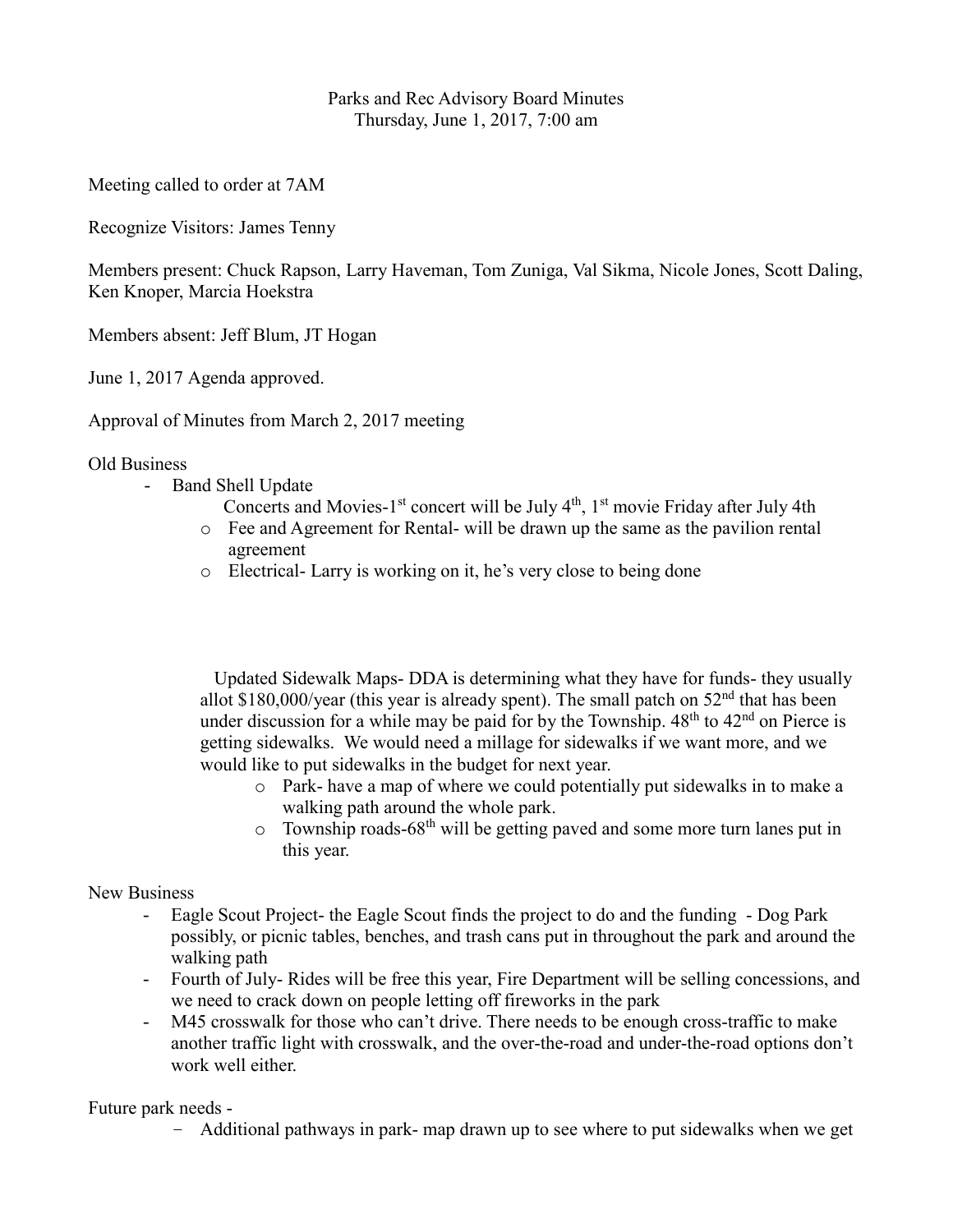Parks and Rec Advisory Board Minutes
Thursday, June 1, 2017, 7:00 am

Meeting called to order at 7AM

Recognize Visitors: James Tenny

Members present: Chuck Rapson, Larry Haveman, Tom Zuniga, Val Sikma, Nicole Jones, Scott Daling, Ken Knoper, Marcia Hoekstra

Members absent: Jeff Blum, JT Hogan

June 1, 2017 Agenda approved.

Approval of Minutes from March 2, 2017 meeting

Old Business

- Band Shell Update
  Concerts and Movies-1st concert will be July 4th, 1st movie Friday after July 4th
  - Fee and Agreement for Rental- will be drawn up the same as the pavilion rental agreement
  - Electrical- Larry is working on it, he's very close to being done

Updated Sidewalk Maps- DDA is determining what they have for funds- they usually allot $180,000/year (this year is already spent). The small patch on 52nd that has been under discussion for a while may be paid for by the Township. 48th to 42nd on Pierce is getting sidewalks. We would need a millage for sidewalks if we want more, and we would like to put sidewalks in the budget for next year.

- Park- have a map of where we could potentially put sidewalks in to make a walking path around the whole park.
- Township roads-68th will be getting paved and some more turn lanes put in this year.

New Business

- Eagle Scout Project- the Eagle Scout finds the project to do and the funding - Dog Park possibly, or picnic tables, benches, and trash cans put in throughout the park and around the walking path
- Fourth of July- Rides will be free this year, Fire Department will be selling concessions, and we need to crack down on people letting off fireworks in the park
- M45 crosswalk for those who can't drive. There needs to be enough cross-traffic to make another traffic light with crosswalk, and the over-the-road and under-the-road options don't work well either.

Future park needs -

- Additional pathways in park- map drawn up to see where to put sidewalks when we get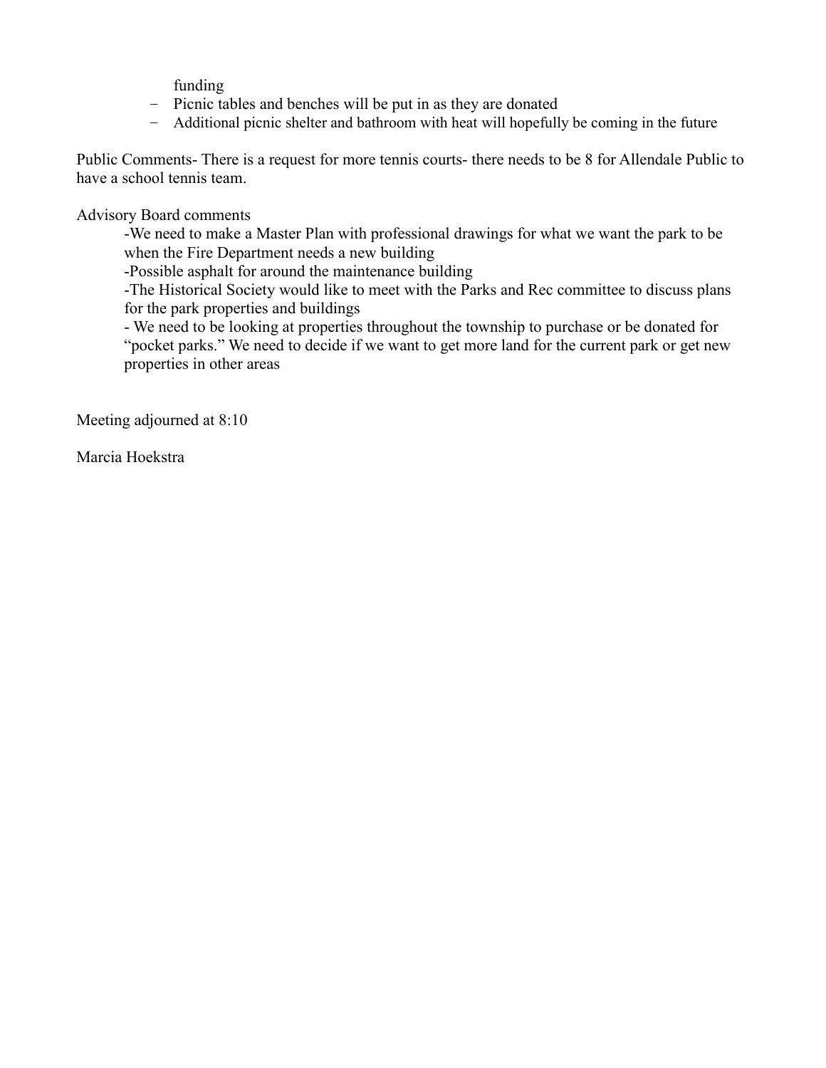funding

- Picnic tables and benches will be put in as they are donated
- Additional picnic shelter and bathroom with heat will hopefully be coming in the future

Public Comments- There is a request for more tennis courts- there needs to be 8 for Allendale Public to have a school tennis team.

Advisory Board comments

-We need to make a Master Plan with professional drawings for what we want the park to be when the Fire Department needs a new building

-Possible asphalt for around the maintenance building

-The Historical Society would like to meet with the Parks and Rec committee to discuss plans for the park properties and buildings

- We need to be looking at properties throughout the township to purchase or be donated for "pocket parks." We need to decide if we want to get more land for the current park or get new properties in other areas

Meeting adjourned at 8:10

Marcia Hoekstra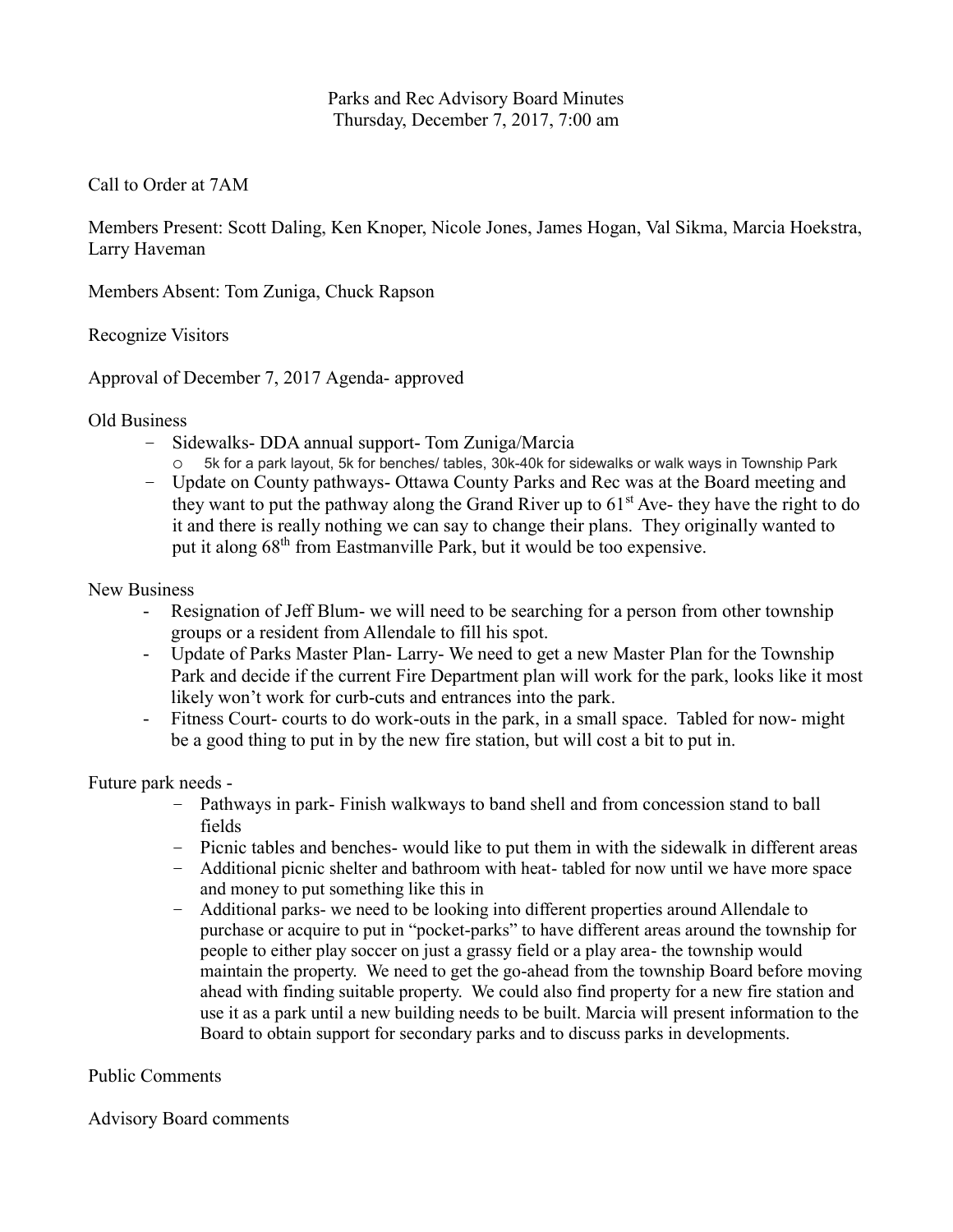Parks and Rec Advisory Board Minutes
Thursday, December 7, 2017, 7:00 am

Call to Order at 7AM

Members Present: Scott Daling, Ken Knoper, Nicole Jones, James Hogan, Val Sikma, Marcia Hoekstra, Larry Haveman

Members Absent: Tom Zuniga, Chuck Rapson

Recognize Visitors

Approval of December 7, 2017 Agenda- approved

Old Business

- Sidewalks- DDA annual support- Tom Zuniga/Marcia
    - 5k for a park layout, 5k for benches/ tables, 30k-40k for sidewalks or walk ways in Township Park
- Update on County pathways- Ottawa County Parks and Rec was at the Board meeting and they want to put the pathway along the Grand River up to 61st Ave- they have the right to do it and there is really nothing we can say to change their plans. They originally wanted to put it along 68th from Eastmanville Park, but it would be too expensive.

New Business

- Resignation of Jeff Blum- we will need to be searching for a person from other township groups or a resident from Allendale to fill his spot.
- Update of Parks Master Plan- Larry- We need to get a new Master Plan for the Township Park and decide if the current Fire Department plan will work for the park, looks like it most likely won't work for curb-cuts and entrances into the park.
- Fitness Court- courts to do work-outs in the park, in a small space. Tabled for now- might be a good thing to put in by the new fire station, but will cost a bit to put in.

Future park needs -

- Pathways in park- Finish walkways to band shell and from concession stand to ball fields
- Picnic tables and benches- would like to put them in with the sidewalk in different areas
- Additional picnic shelter and bathroom with heat- tabled for now until we have more space and money to put something like this in
- Additional parks- we need to be looking into different properties around Allendale to purchase or acquire to put in "pocket-parks" to have different areas around the township for people to either play soccer on just a grassy field or a play area- the township would maintain the property. We need to get the go-ahead from the township Board before moving ahead with finding suitable property. We could also find property for a new fire station and use it as a park until a new building needs to be built. Marcia will present information to the Board to obtain support for secondary parks and to discuss parks in developments.

Public Comments

Advisory Board comments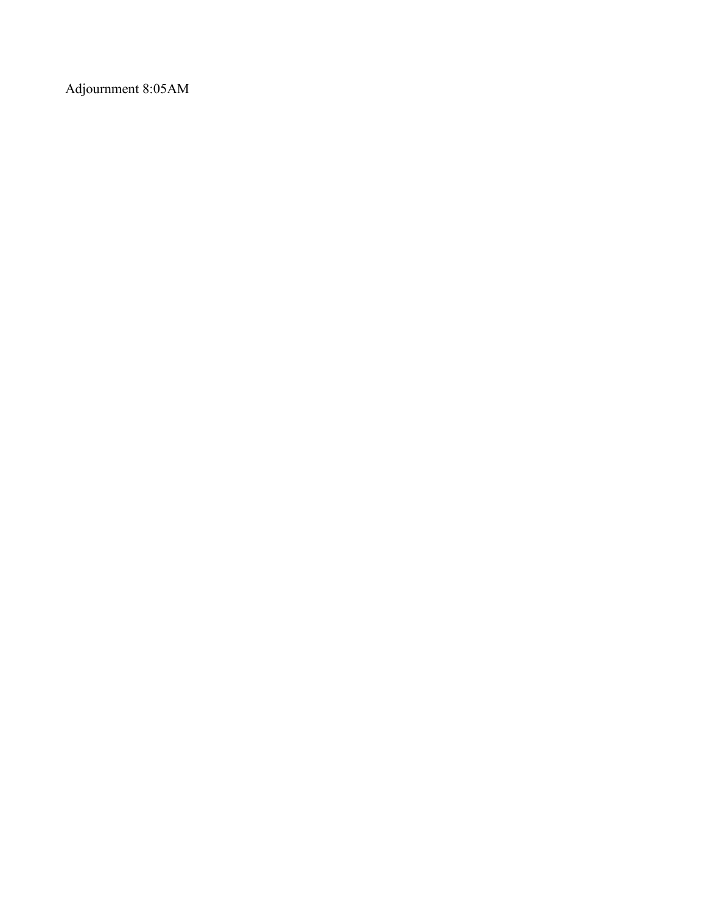Adjournment 8:05AM